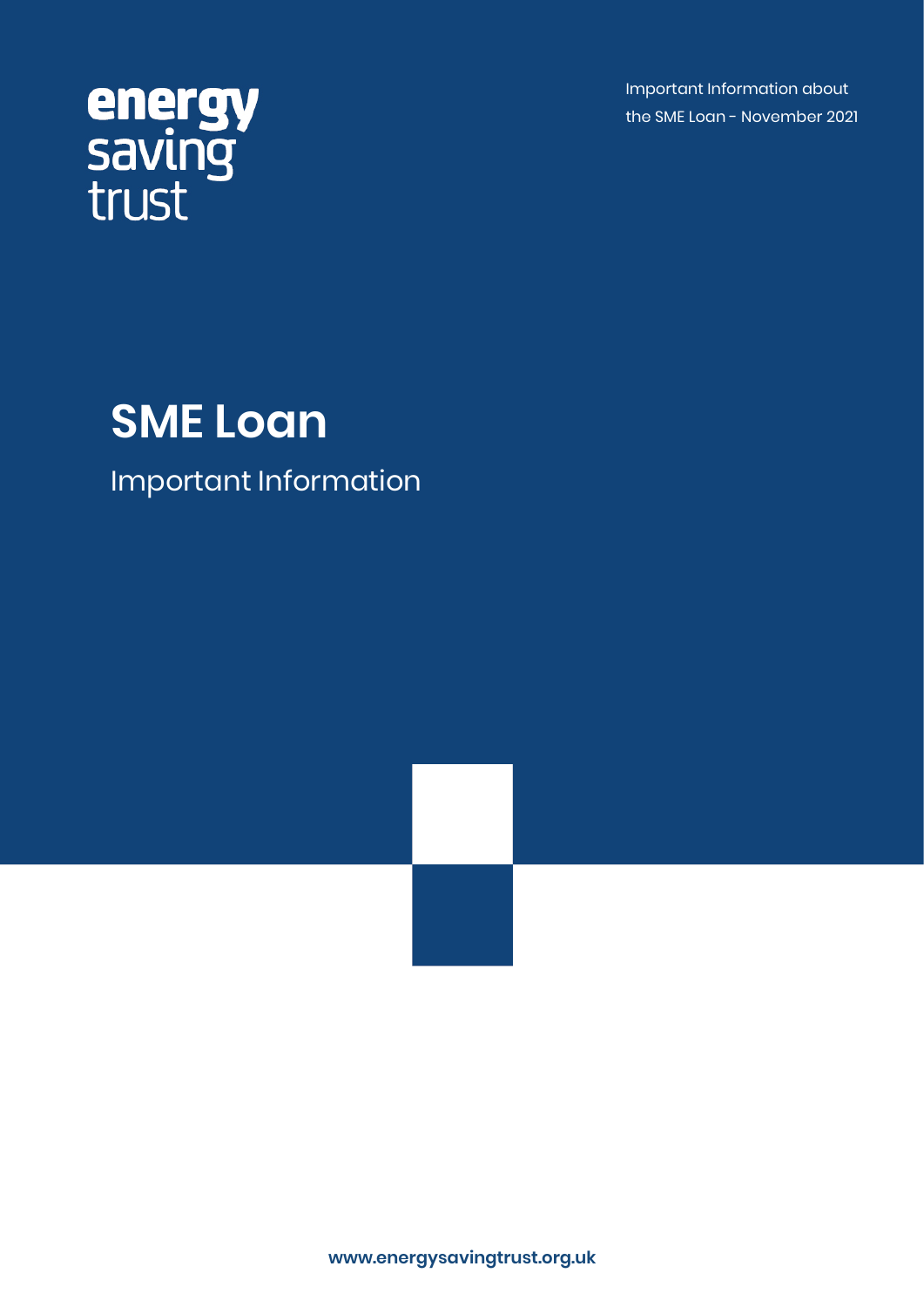energy saving trust

Important Information about the SME Loan - November 2021

# SME Loan

## Important Information

www.energysavingtrust.org.uk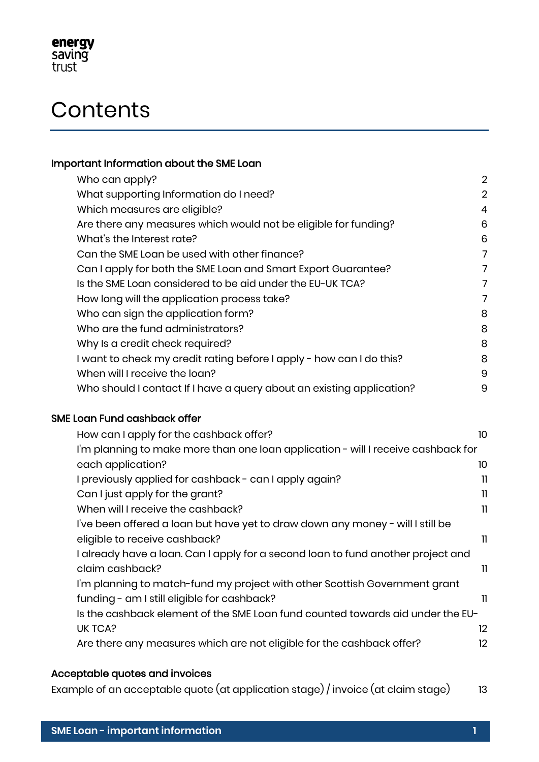energy saving trust

# Contents

**Important Information about the SME Loan**

- Who can apply? 2
- What supporting Information do I need? 2
- Which measures are eligible? 4
- Are there any measures which would not be eligible for funding? 6
- What's the Interest rate? 6
- Can the SME Loan be used with other finance? 7
- Can I apply for both the SME Loan and Smart Export Guarantee? 7
- Is the SME Loan considered to be aid under the EU-UK TCA? 7
- How long will the application process take? 7
- Who can sign the application form? 8
- Who are the fund administrators? 8
- Why Is a credit check required? 8
- I want to check my credit rating before I apply - how can I do this? 8
- When will I receive the loan? 9
- Who should I contact If I have a query about an existing application? 9

**SME Loan Fund cashback offer**

- How can I apply for the cashback offer? 10
- I'm planning to make more than one loan application - will I receive cashback for each application? 10
- I previously applied for cashback - can I apply again? 11
- Can I just apply for the grant? 11
- When will I receive the cashback? 11
- I've been offered a loan but have yet to draw down any money - will I still be eligible to receive cashback? 11
- I already have a loan. Can I apply for a second loan to fund another project and claim cashback? 11
- I'm planning to match-fund my project with other Scottish Government grant funding - am I still eligible for cashback? 11
- Is the cashback element of the SME Loan fund counted towards aid under the EU-UK TCA? 12
- Are there any measures which are not eligible for the cashback offer? 12

**Acceptable quotes and invoices**

Example of an acceptable quote (at application stage) / invoice (at claim stage) 13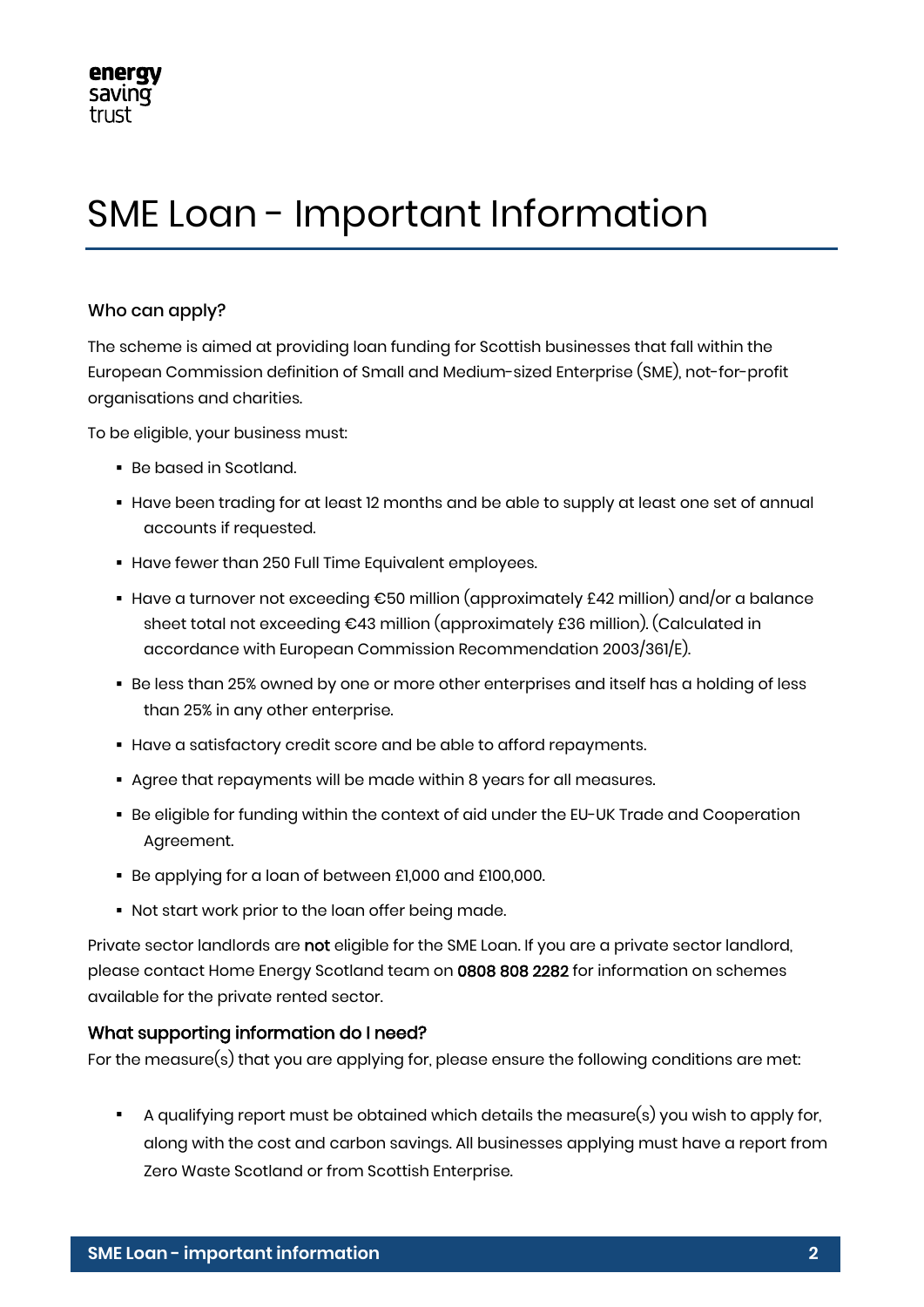# SME Loan - Important Information

### Who can apply?

The scheme is aimed at providing loan funding for Scottish businesses that fall within the European Commission definition of Small and Medium-sized Enterprise (SME), not-for-profit organisations and charities.

To be eligible, your business must:

- Be based in Scotland.
- Have been trading for at least 12 months and be able to supply at least one set of annual accounts if requested.
- Have fewer than 250 Full Time Equivalent employees.
- Have a turnover not exceeding €50 million (approximately £42 million) and/or a balance sheet total not exceeding €43 million (approximately £36 million). (Calculated in accordance with European Commission Recommendation 2003/361/E).
- Be less than 25% owned by one or more other enterprises and itself has a holding of less than 25% in any other enterprise.
- Have a satisfactory credit score and be able to afford repayments.
- Agree that repayments will be made within 8 years for all measures.
- Be eligible for funding within the context of aid under the EU-UK Trade and Cooperation Agreement.
- Be applying for a loan of between £1,000 and £100,000.
- Not start work prior to the loan offer being made.

Private sector landlords are **not** eligible for the SME Loan. If you are a private sector landlord, please contact Home Energy Scotland team on **0808 808 2282** for information on schemes available for the private rented sector.

### What supporting information do I need?

For the measure(s) that you are applying for, please ensure the following conditions are met:

- A qualifying report must be obtained which details the measure(s) you wish to apply for, along with the cost and carbon savings. All businesses applying must have a report from Zero Waste Scotland or from Scottish Enterprise.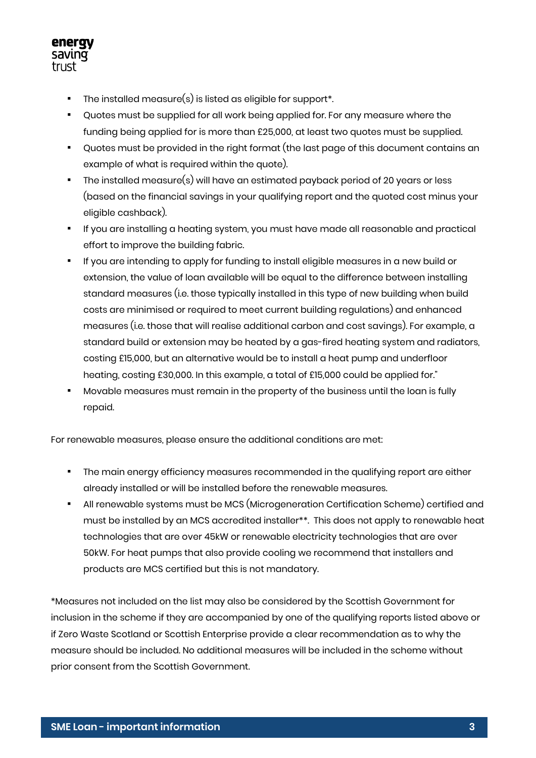- The installed measure(s) is listed as eligible for support*.
- Quotes must be supplied for all work being applied for. For any measure where the funding being applied for is more than £25,000, at least two quotes must be supplied.
- Quotes must be provided in the right format (the last page of this document contains an example of what is required within the quote).
- The installed measure(s) will have an estimated payback period of 20 years or less (based on the financial savings in your qualifying report and the quoted cost minus your eligible cashback).
- If you are installing a heating system, you must have made all reasonable and practical effort to improve the building fabric.
- If you are intending to apply for funding to install eligible measures in a new build or extension, the value of loan available will be equal to the difference between installing standard measures (i.e. those typically installed in this type of new building when build costs are minimised or required to meet current building regulations) and enhanced measures (i.e. those that will realise additional carbon and cost savings). For example, a standard build or extension may be heated by a gas-fired heating system and radiators, costing £15,000, but an alternative would be to install a heat pump and underfloor heating, costing £30,000. In this example, a total of £15,000 could be applied for."
- Movable measures must remain in the property of the business until the loan is fully repaid.

For renewable measures, please ensure the additional conditions are met:

- The main energy efficiency measures recommended in the qualifying report are either already installed or will be installed before the renewable measures.
- All renewable systems must be MCS (Microgeneration Certification Scheme) certified and must be installed by an MCS accredited installer**. This does not apply to renewable heat technologies that are over 45kW or renewable electricity technologies that are over 50kW. For heat pumps that also provide cooling we recommend that installers and products are MCS certified but this is not mandatory.

*Measures not included on the list may also be considered by the Scottish Government for inclusion in the scheme if they are accompanied by one of the qualifying reports listed above or if Zero Waste Scotland or Scottish Enterprise provide a clear recommendation as to why the measure should be included. No additional measures will be included in the scheme without prior consent from the Scottish Government.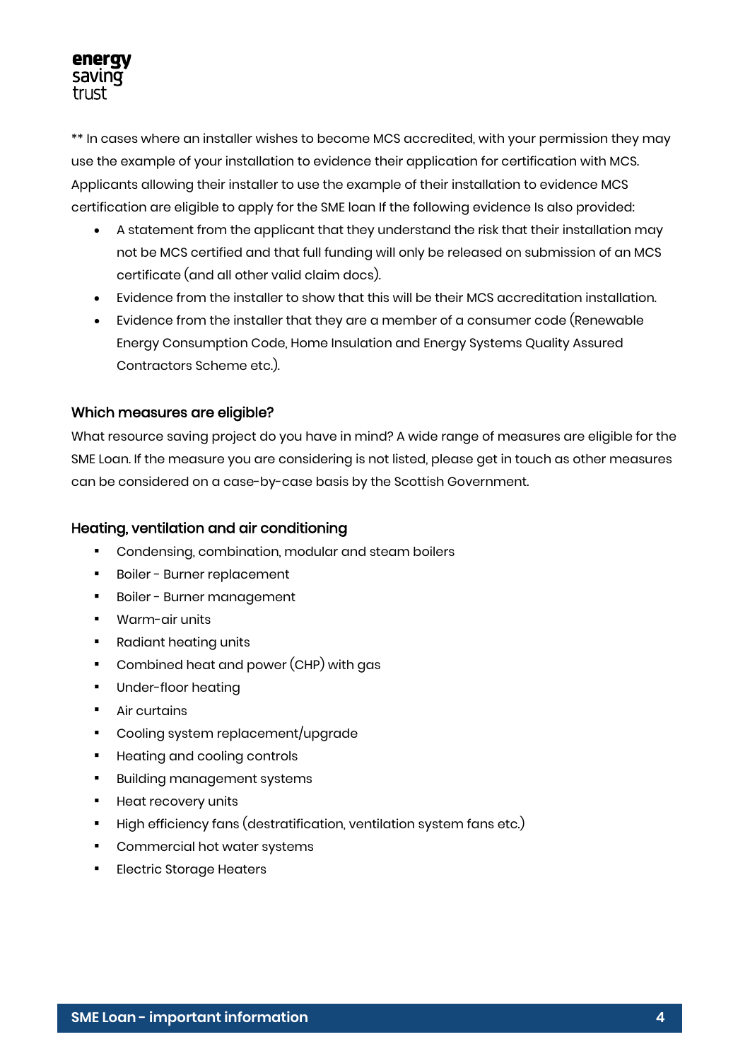** In cases where an installer wishes to become MCS accredited, with your permission they may use the example of your installation to evidence their application for certification with MCS. Applicants allowing their installer to use the example of their installation to evidence MCS certification are eligible to apply for the SME loan If the following evidence Is also provided:

- A statement from the applicant that they understand the risk that their installation may not be MCS certified and that full funding will only be released on submission of an MCS certificate (and all other valid claim docs).
- Evidence from the installer to show that this will be their MCS accreditation installation.
- Evidence from the installer that they are a member of a consumer code (Renewable Energy Consumption Code, Home Insulation and Energy Systems Quality Assured Contractors Scheme etc.).

## Which measures are eligible?

What resource saving project do you have in mind? A wide range of measures are eligible for the SME Loan. If the measure you are considering is not listed, please get in touch as other measures can be considered on a case-by-case basis by the Scottish Government.

## Heating, ventilation and air conditioning

- Condensing, combination, modular and steam boilers
- Boiler - Burner replacement
- Boiler - Burner management
- Warm-air units
- Radiant heating units
- Combined heat and power (CHP) with gas
- Under-floor heating
- Air curtains
- Cooling system replacement/upgrade
- Heating and cooling controls
- Building management systems
- Heat recovery units
- High efficiency fans (destratification, ventilation system fans etc.)
- Commercial hot water systems
- Electric Storage Heaters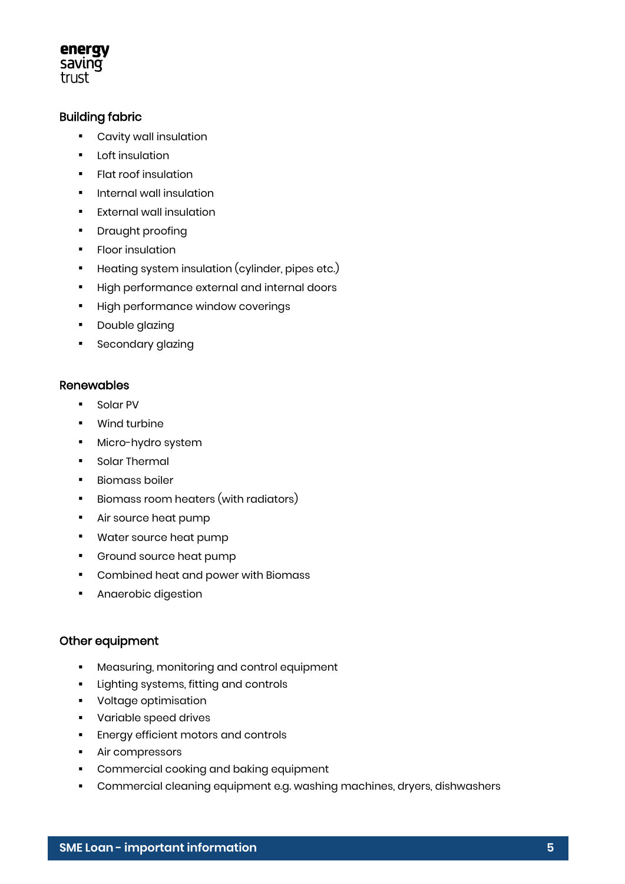### Building fabric

- Cavity wall insulation
- Loft insulation
- Flat roof insulation
- Internal wall insulation
- External wall insulation
- Draught proofing
- Floor insulation
- Heating system insulation (cylinder, pipes etc.)
- High performance external and internal doors
- High performance window coverings
- Double glazing
- Secondary glazing

### Renewables

- Solar PV
- Wind turbine
- Micro-hydro system
- Solar Thermal
- Biomass boiler
- Biomass room heaters (with radiators)
- Air source heat pump
- Water source heat pump
- Ground source heat pump
- Combined heat and power with Biomass
- Anaerobic digestion

### Other equipment

- Measuring, monitoring and control equipment
- Lighting systems, fitting and controls
- Voltage optimisation
- Variable speed drives
- Energy efficient motors and controls
- Air compressors
- Commercial cooking and baking equipment
- Commercial cleaning equipment e.g. washing machines, dryers, dishwashers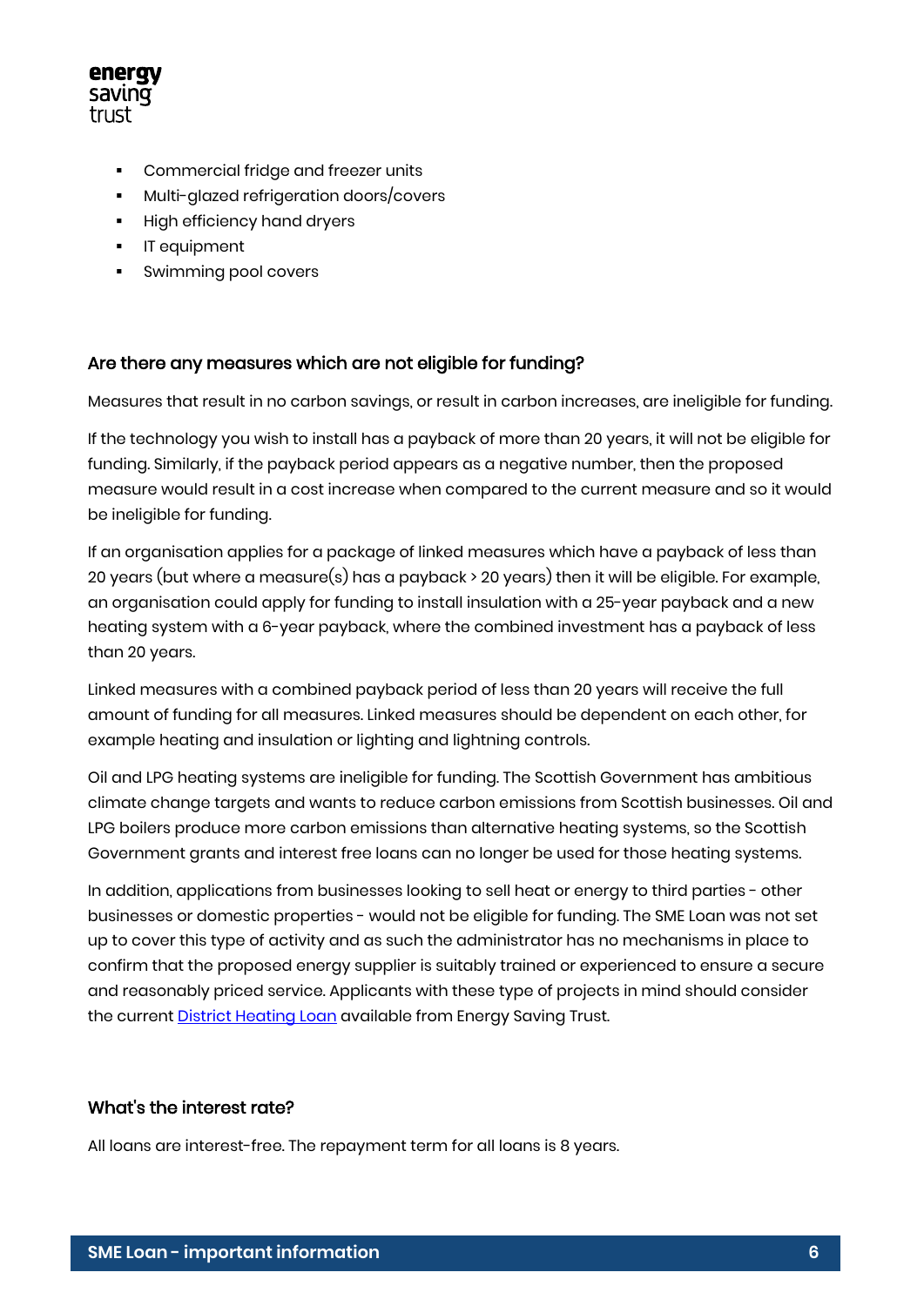- Commercial fridge and freezer units
- Multi-glazed refrigeration doors/covers
- High efficiency hand dryers
- IT equipment
- Swimming pool covers

## Are there any measures which are not eligible for funding?

Measures that result in no carbon savings, or result in carbon increases, are ineligible for funding.

If the technology you wish to install has a payback of more than 20 years, it will not be eligible for funding. Similarly, if the payback period appears as a negative number, then the proposed measure would result in a cost increase when compared to the current measure and so it would be ineligible for funding.

If an organisation applies for a package of linked measures which have a payback of less than 20 years (but where a measure(s) has a payback > 20 years) then it will be eligible. For example, an organisation could apply for funding to install insulation with a 25-year payback and a new heating system with a 6-year payback, where the combined investment has a payback of less than 20 years.

Linked measures with a combined payback period of less than 20 years will receive the full amount of funding for all measures. Linked measures should be dependent on each other, for example heating and insulation or lighting and lightning controls.

Oil and LPG heating systems are ineligible for funding. The Scottish Government has ambitious climate change targets and wants to reduce carbon emissions from Scottish businesses. Oil and LPG boilers produce more carbon emissions than alternative heating systems, so the Scottish Government grants and interest free loans can no longer be used for those heating systems.

In addition, applications from businesses looking to sell heat or energy to third parties - other businesses or domestic properties - would not be eligible for funding. The SME Loan was not set up to cover this type of activity and as such the administrator has no mechanisms in place to confirm that the proposed energy supplier is suitably trained or experienced to ensure a secure and reasonably priced service. Applicants with these type of projects in mind should consider the current District Heating Loan available from Energy Saving Trust.

## What's the interest rate?

All loans are interest-free. The repayment term for all loans is 8 years.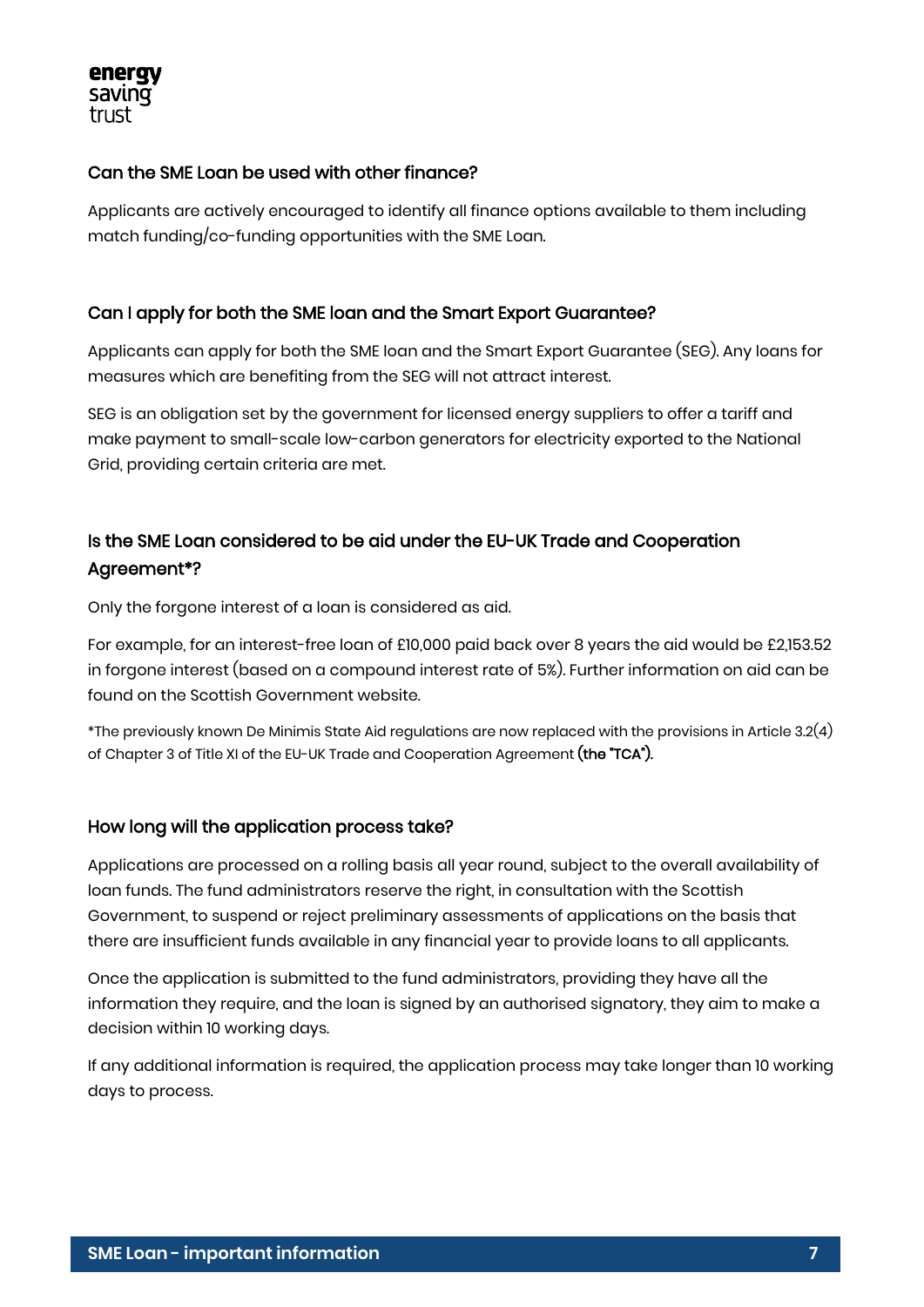## Can the SME Loan be used with other finance?

Applicants are actively encouraged to identify all finance options available to them including match funding/co-funding opportunities with the SME Loan.

## Can I apply for both the SME loan and the Smart Export Guarantee?

Applicants can apply for both the SME loan and the Smart Export Guarantee (SEG). Any loans for measures which are benefiting from the SEG will not attract interest.

SEG is an obligation set by the government for licensed energy suppliers to offer a tariff and make payment to small-scale low-carbon generators for electricity exported to the National Grid, providing certain criteria are met.

## Is the SME Loan considered to be aid under the EU-UK Trade and Cooperation Agreement*?

Only the forgone interest of a loan is considered as aid.

For example, for an interest-free loan of £10,000 paid back over 8 years the aid would be £2,153.52 in forgone interest (based on a compound interest rate of 5%). Further information on aid can be found on the Scottish Government website.

*The previously known De Minimis State Aid regulations are now replaced with the provisions in Article 3.2(4) of Chapter 3 of Title XI of the EU-UK Trade and Cooperation Agreement **(the "TCA").**

## How long will the application process take?

Applications are processed on a rolling basis all year round, subject to the overall availability of loan funds. The fund administrators reserve the right, in consultation with the Scottish Government, to suspend or reject preliminary assessments of applications on the basis that there are insufficient funds available in any financial year to provide loans to all applicants.

Once the application is submitted to the fund administrators, providing they have all the information they require, and the loan is signed by an authorised signatory, they aim to make a decision within 10 working days.

If any additional information is required, the application process may take longer than 10 working days to process.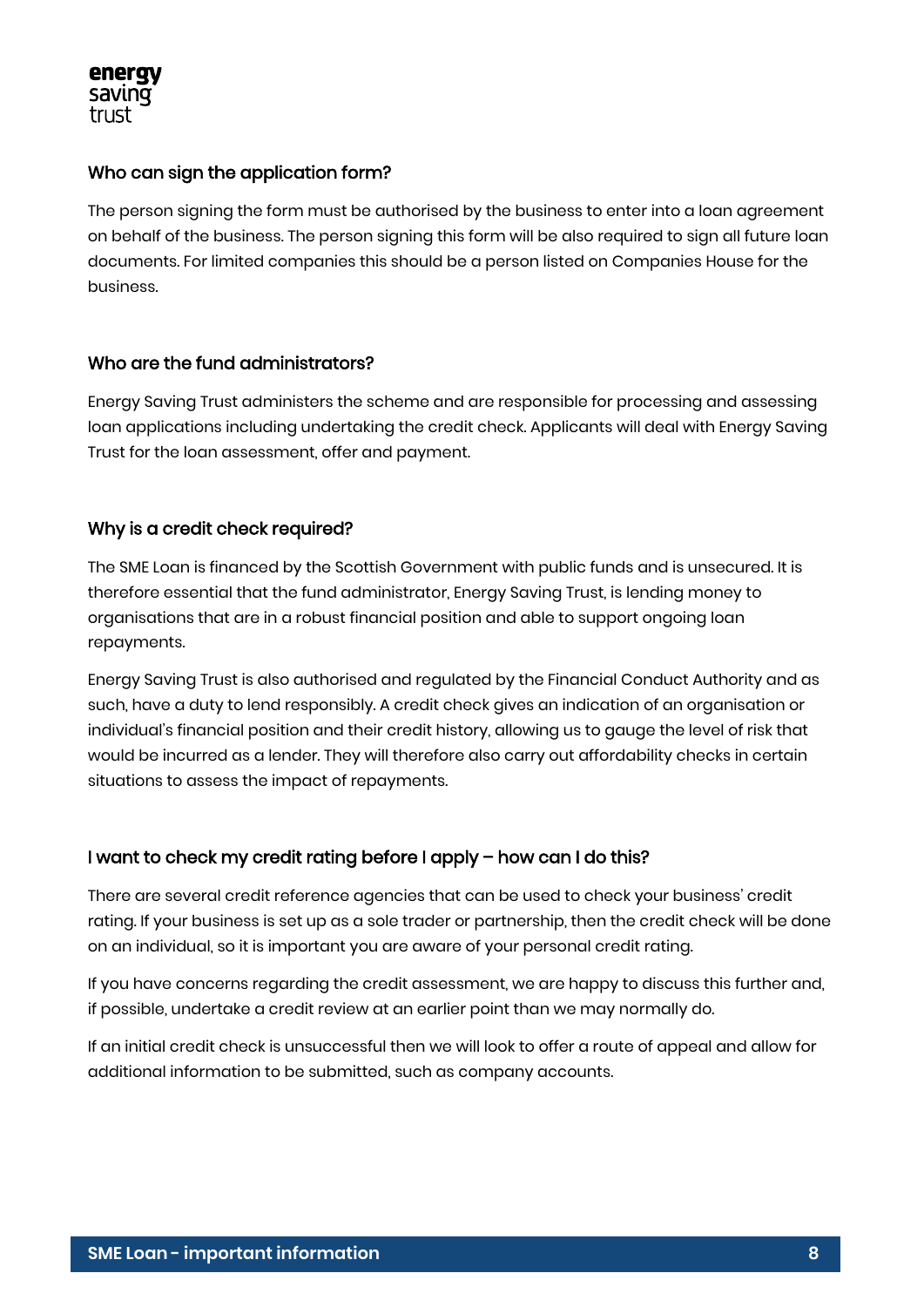### Who can sign the application form?

The person signing the form must be authorised by the business to enter into a loan agreement on behalf of the business. The person signing this form will be also required to sign all future loan documents. For limited companies this should be a person listed on Companies House for the business.

### Who are the fund administrators?

Energy Saving Trust administers the scheme and are responsible for processing and assessing loan applications including undertaking the credit check. Applicants will deal with Energy Saving Trust for the loan assessment, offer and payment.

### Why is a credit check required?

The SME Loan is financed by the Scottish Government with public funds and is unsecured. It is therefore essential that the fund administrator, Energy Saving Trust, is lending money to organisations that are in a robust financial position and able to support ongoing loan repayments.

Energy Saving Trust is also authorised and regulated by the Financial Conduct Authority and as such, have a duty to lend responsibly. A credit check gives an indication of an organisation or individual's financial position and their credit history, allowing us to gauge the level of risk that would be incurred as a lender. They will therefore also carry out affordability checks in certain situations to assess the impact of repayments.

### I want to check my credit rating before I apply – how can I do this?

There are several credit reference agencies that can be used to check your business' credit rating. If your business is set up as a sole trader or partnership, then the credit check will be done on an individual, so it is important you are aware of your personal credit rating.

If you have concerns regarding the credit assessment, we are happy to discuss this further and, if possible, undertake a credit review at an earlier point than we may normally do.

If an initial credit check is unsuccessful then we will look to offer a route of appeal and allow for additional information to be submitted, such as company accounts.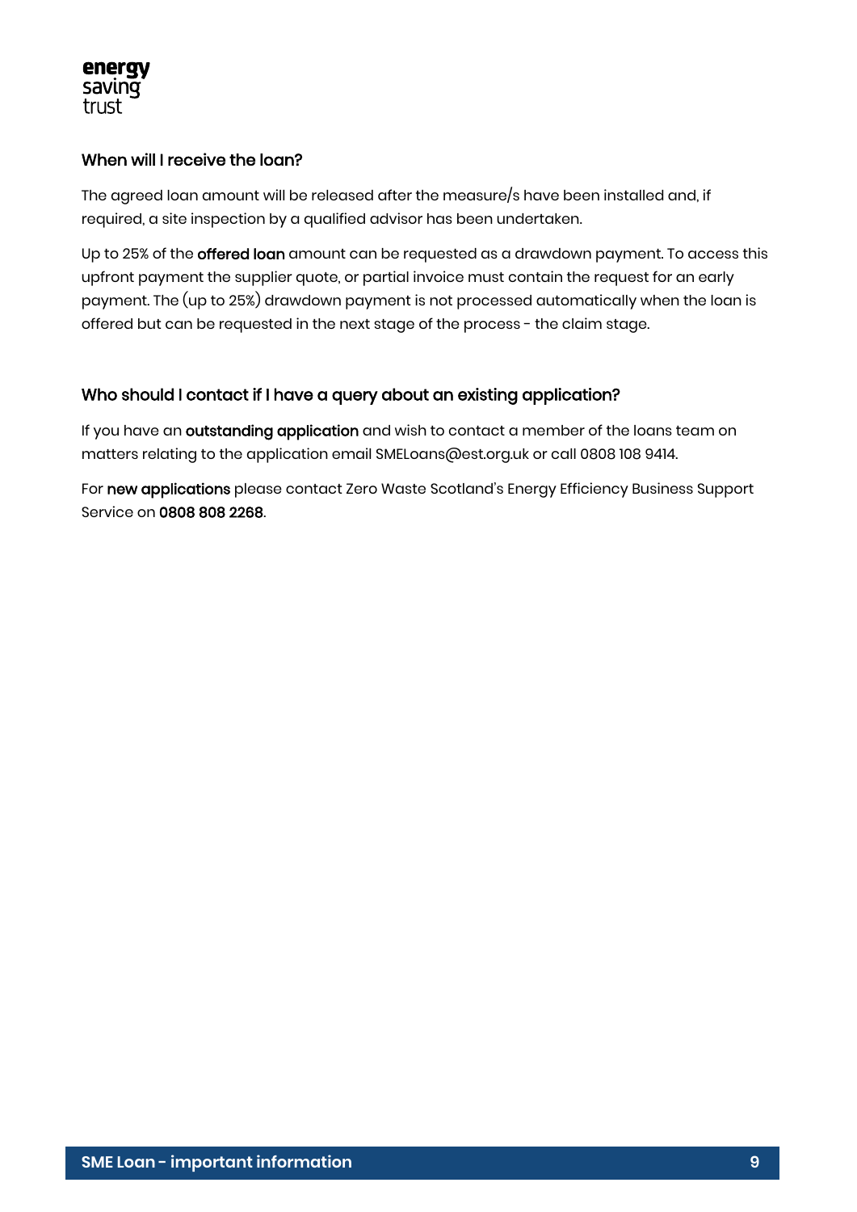## When will I receive the loan?

The agreed loan amount will be released after the measure/s have been installed and, if required, a site inspection by a qualified advisor has been undertaken.

Up to 25% of the **offered loan** amount can be requested as a drawdown payment. To access this upfront payment the supplier quote, or partial invoice must contain the request for an early payment. The (up to 25%) drawdown payment is not processed automatically when the loan is offered but can be requested in the next stage of the process - the claim stage.

## Who should I contact if I have a query about an existing application?

If you have an **outstanding application** and wish to contact a member of the loans team on matters relating to the application email SMELoans@est.org.uk or call 0808 108 9414.

For **new applications** please contact Zero Waste Scotland's Energy Efficiency Business Support Service on **0808 808 2268**.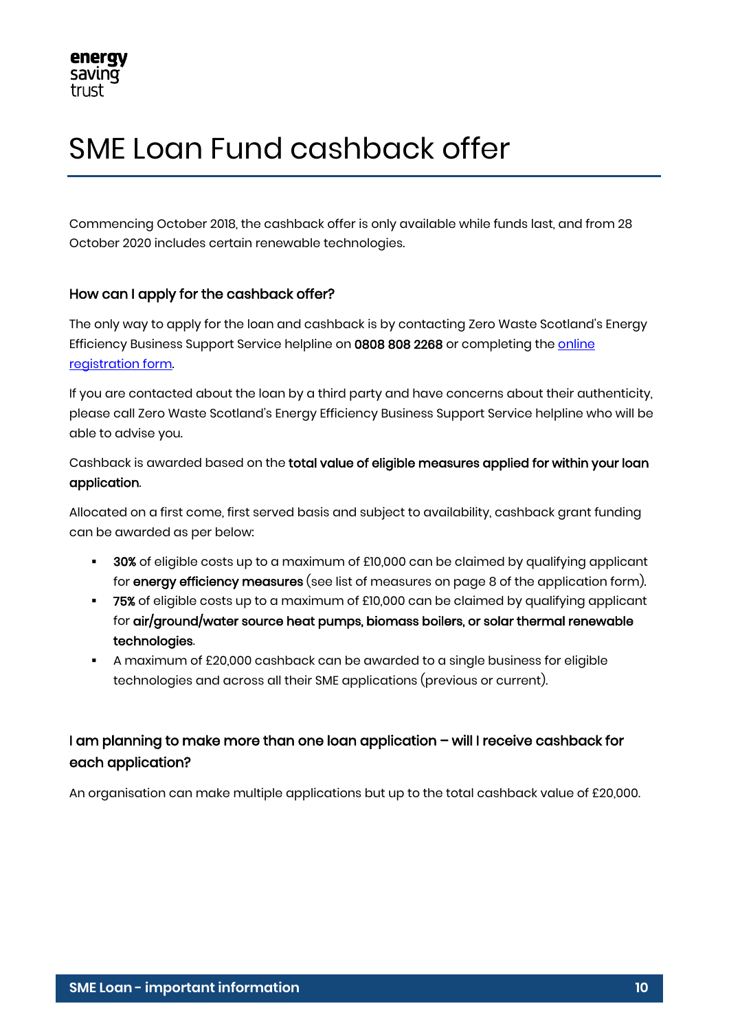# SME Loan Fund cashback offer

Commencing October 2018, the cashback offer is only available while funds last, and from 28 October 2020 includes certain renewable technologies.

### How can I apply for the cashback offer?

The only way to apply for the loan and cashback is by contacting Zero Waste Scotland's Energy Efficiency Business Support Service helpline on **0808 808 2268** or completing the online registration form.

If you are contacted about the loan by a third party and have concerns about their authenticity, please call Zero Waste Scotland's Energy Efficiency Business Support Service helpline who will be able to advise you.

Cashback is awarded based on the **total value of eligible measures applied for within your loan application**.

Allocated on a first come, first served basis and subject to availability, cashback grant funding can be awarded as per below:

- **30%** of eligible costs up to a maximum of £10,000 can be claimed by qualifying applicant for **energy efficiency measures** (see list of measures on page 8 of the application form).
- **75%** of eligible costs up to a maximum of £10,000 can be claimed by qualifying applicant for **air/ground/water source heat pumps, biomass boilers, or solar thermal renewable technologies**.
- A maximum of £20,000 cashback can be awarded to a single business for eligible technologies and across all their SME applications (previous or current).

### I am planning to make more than one loan application – will I receive cashback for each application?

An organisation can make multiple applications but up to the total cashback value of £20,000.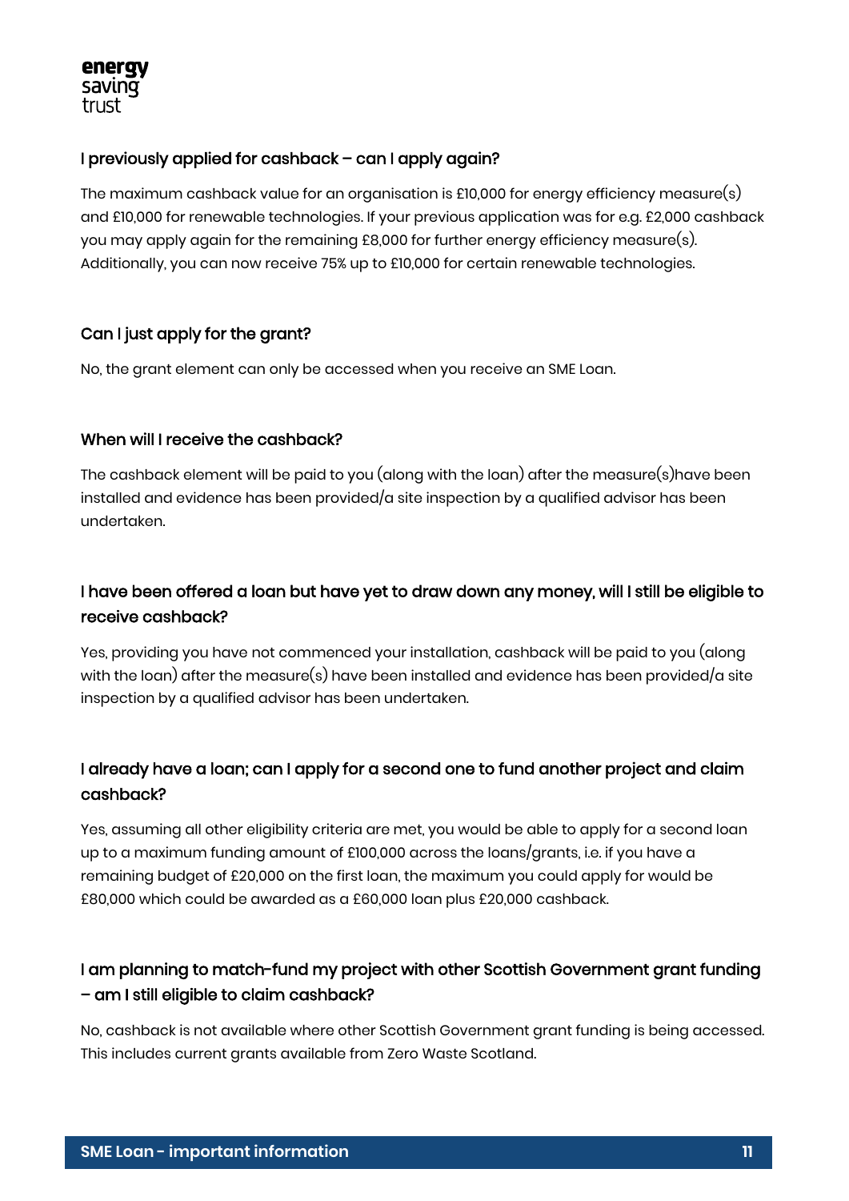### I previously applied for cashback – can I apply again?

The maximum cashback value for an organisation is £10,000 for energy efficiency measure(s) and £10,000 for renewable technologies. If your previous application was for e.g. £2,000 cashback you may apply again for the remaining £8,000 for further energy efficiency measure(s). Additionally, you can now receive 75% up to £10,000 for certain renewable technologies.

### Can I just apply for the grant?

No, the grant element can only be accessed when you receive an SME Loan.

### When will I receive the cashback?

The cashback element will be paid to you (along with the loan) after the measure(s)have been installed and evidence has been provided/a site inspection by a qualified advisor has been undertaken.

### I have been offered a loan but have yet to draw down any money, will I still be eligible to receive cashback?

Yes, providing you have not commenced your installation, cashback will be paid to you (along with the loan) after the measure(s) have been installed and evidence has been provided/a site inspection by a qualified advisor has been undertaken.

### I already have a loan; can I apply for a second one to fund another project and claim cashback?

Yes, assuming all other eligibility criteria are met, you would be able to apply for a second loan up to a maximum funding amount of £100,000 across the loans/grants, i.e. if you have a remaining budget of £20,000 on the first loan, the maximum you could apply for would be £80,000 which could be awarded as a £60,000 loan plus £20,000 cashback.

### I am planning to match-fund my project with other Scottish Government grant funding – am I still eligible to claim cashback?

No, cashback is not available where other Scottish Government grant funding is being accessed. This includes current grants available from Zero Waste Scotland.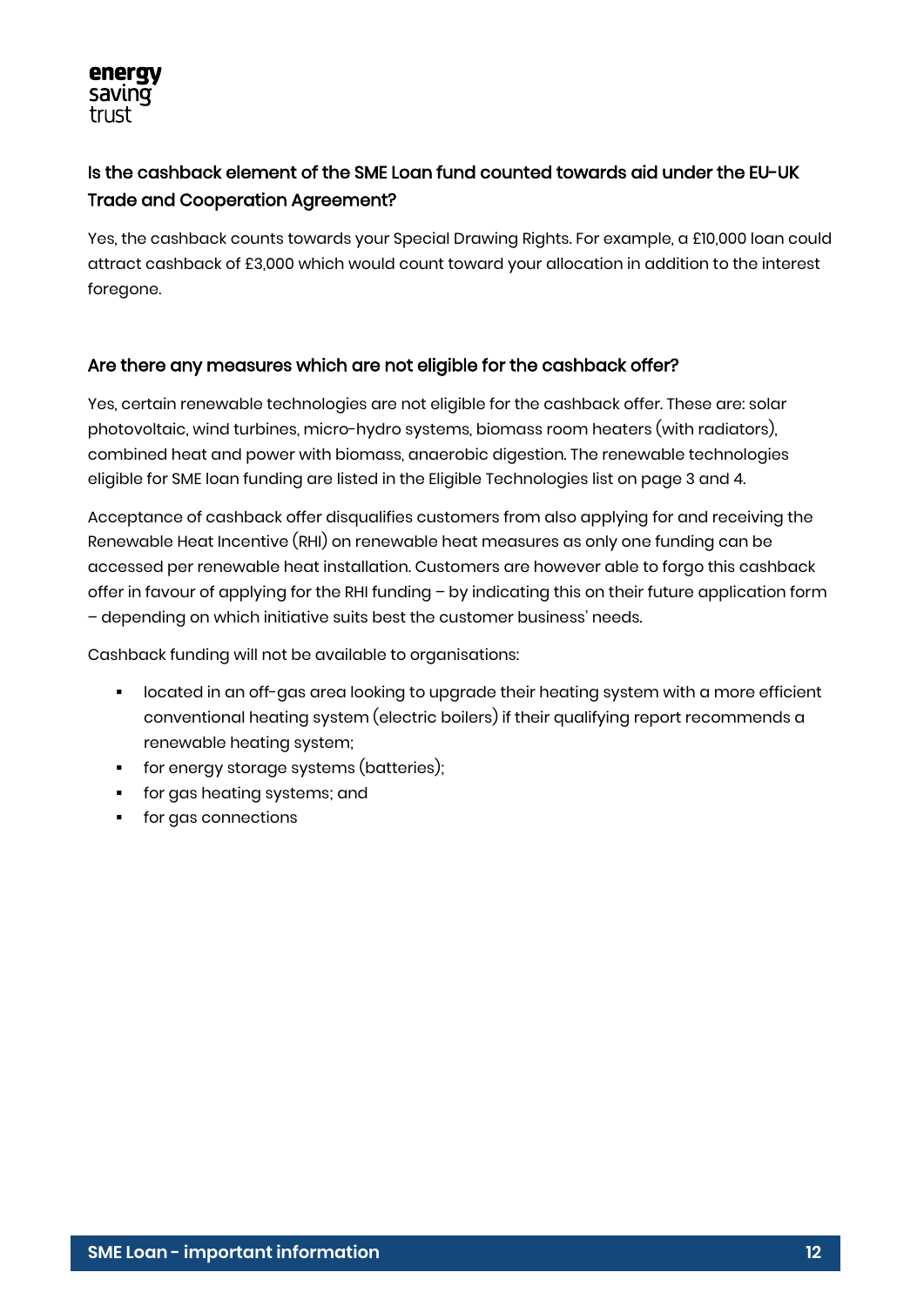### Is the cashback element of the SME Loan fund counted towards aid under the EU-UK Trade and Cooperation Agreement?

Yes, the cashback counts towards your Special Drawing Rights. For example, a £10,000 loan could attract cashback of £3,000 which would count toward your allocation in addition to the interest foregone.

### Are there any measures which are not eligible for the cashback offer?

Yes, certain renewable technologies are not eligible for the cashback offer. These are: solar photovoltaic, wind turbines, micro-hydro systems, biomass room heaters (with radiators), combined heat and power with biomass, anaerobic digestion. The renewable technologies eligible for SME loan funding are listed in the Eligible Technologies list on page 3 and 4.

Acceptance of cashback offer disqualifies customers from also applying for and receiving the Renewable Heat Incentive (RHI) on renewable heat measures as only one funding can be accessed per renewable heat installation. Customers are however able to forgo this cashback offer in favour of applying for the RHI funding – by indicating this on their future application form – depending on which initiative suits best the customer business' needs.

Cashback funding will not be available to organisations:

- located in an off-gas area looking to upgrade their heating system with a more efficient conventional heating system (electric boilers) if their qualifying report recommends a renewable heating system;
- for energy storage systems (batteries);
- for gas heating systems; and
- for gas connections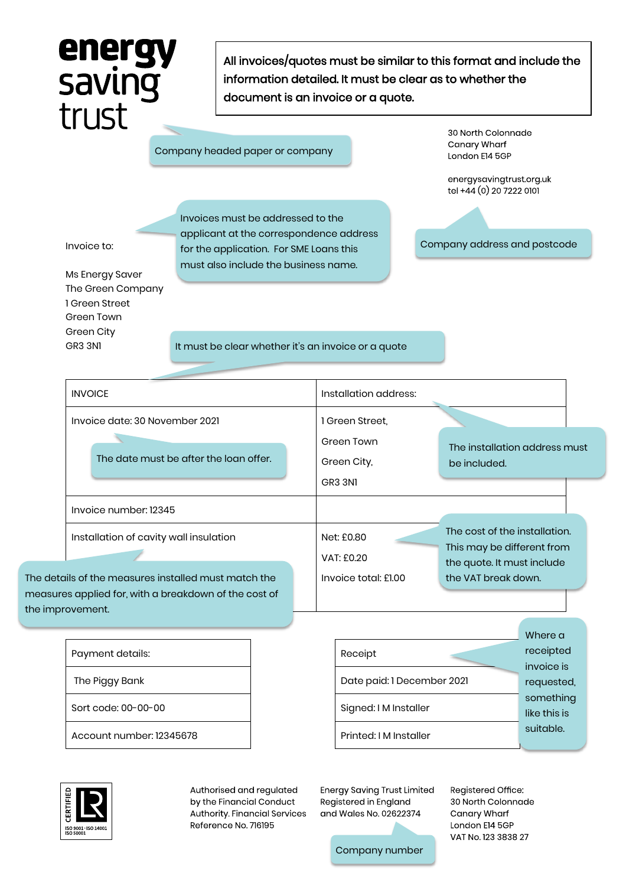**energy saving trust**

> All invoices/quotes must be similar to this format and include the information detailed. It must be clear as to whether the document is an invoice or a quote.

*Company headed paper or company*

30 North Colonnade
Canary Wharf
London E14 5GP

energysavingtrust.org.uk
tel +44 (0) 20 7222 0101

*Company address and postcode*

*Invoices must be addressed to the applicant at the correspondence address for the application. For SME Loans this must also include the business name.*

Invoice to:

Ms Energy Saver
The Green Company
1 Green Street
Green Town
Green City
GR3 3N1

*It must be clear whether it's an invoice or a quote*

| | |
|---|---|
| INVOICE | Installation address: |
| Invoice date: 30 November 2021 | 1 Green Street, Green Town Green City, GR3 3N1 |
| Invoice number: 12345 | |
| Installation of cavity wall insulation | Net: £0.80 VAT: £0.20 Invoice total: £1.00 |

*The date must be after the loan offer.*

*The installation address must be included.*

*The cost of the installation. This may be different from the quote. It must include the VAT break down.*

*The details of the measures installed must match the measures applied for, with a breakdown of the cost of the improvement.*

| Payment details: |
|---|
| The Piggy Bank |
| Sort code: 00-00-00 |
| Account number: 12345678 |

| Receipt |
|---|
| Date paid: 1 December 2021 |
| Signed: I M Installer |
| Printed: I M Installer |

*Where a receipted invoice is requested, something like this is suitable.*

CERTIFIED ISO 9001 · ISO 14001 ISO 50001

Authorised and regulated by the Financial Conduct Authority. Financial Services Reference No. 716195

Energy Saving Trust Limited Registered in England and Wales No. 02622374

*Company number*

Registered Office:
30 North Colonnade
Canary Wharf
London E14 5GP
VAT No. 123 3838 27